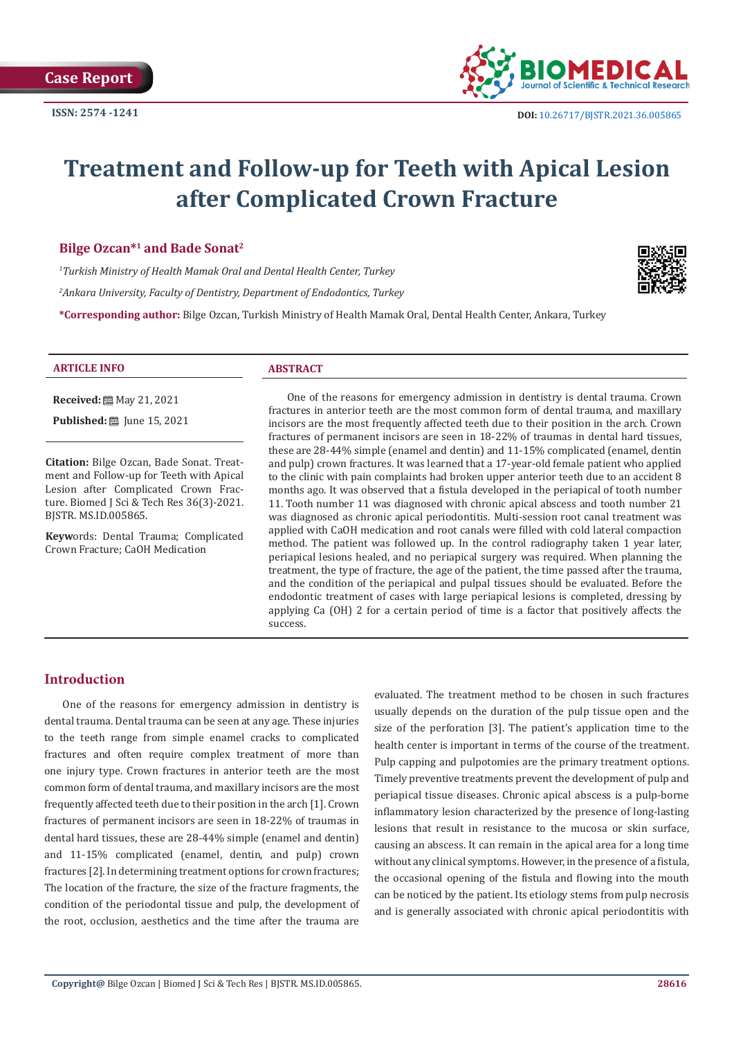Case Report

ISSN: 2574 -1241

DOI: 10.26717/BJSTR.2021.36.005865

# Treatment and Follow-up for Teeth with Apical Lesion after Complicated Crown Fracture

**Bilge Ozcan*[1] and Bade Sonat[2]**

[1]*Turkish Ministry of Health Mamak Oral and Dental Health Center, Turkey*

[2]*Ankara University, Faculty of Dentistry, Department of Endodontics, Turkey*

***Corresponding author:** Bilge Ozcan, Turkish Ministry of Health Mamak Oral, Dental Health Center, Ankara, Turkey

## ARTICLE INFO

**Received:** May 21, 2021

**Published:** June 15, 2021

**Citation:** Bilge Ozcan, Bade Sonat. Treatment and Follow-up for Teeth with Apical Lesion after Complicated Crown Fracture. Biomed J Sci & Tech Res 36(3)-2021. BJSTR. MS.ID.005865.

**Keywords:** Dental Trauma; Complicated Crown Fracture; CaOH Medication

## ABSTRACT

One of the reasons for emergency admission in dentistry is dental trauma. Crown fractures in anterior teeth are the most common form of dental trauma, and maxillary incisors are the most frequently affected teeth due to their position in the arch. Crown fractures of permanent incisors are seen in 18-22% of traumas in dental hard tissues, these are 28-44% simple (enamel and dentin) and 11-15% complicated (enamel, dentin and pulp) crown fractures. It was learned that a 17-year-old female patient who applied to the clinic with pain complaints had broken upper anterior teeth due to an accident 8 months ago. It was observed that a fistula developed in the periapical of tooth number 11. Tooth number 11 was diagnosed with chronic apical abscess and tooth number 21 was diagnosed as chronic apical periodontitis. Multi-session root canal treatment was applied with CaOH medication and root canals were filled with cold lateral compaction method. The patient was followed up. In the control radiography taken 1 year later, periapical lesions healed, and no periapical surgery was required. When planning the treatment, the type of fracture, the age of the patient, the time passed after the trauma, and the condition of the periapical and pulpal tissues should be evaluated. Before the endodontic treatment of cases with large periapical lesions is completed, dressing by applying Ca (OH) 2 for a certain period of time is a factor that positively affects the success.

## Introduction

One of the reasons for emergency admission in dentistry is dental trauma. Dental trauma can be seen at any age. These injuries to the teeth range from simple enamel cracks to complicated fractures and often require complex treatment of more than one injury type. Crown fractures in anterior teeth are the most common form of dental trauma, and maxillary incisors are the most frequently affected teeth due to their position in the arch [1]. Crown fractures of permanent incisors are seen in 18-22% of traumas in dental hard tissues, these are 28-44% simple (enamel and dentin) and 11-15% complicated (enamel, dentin, and pulp) crown fractures [2]. In determining treatment options for crown fractures; The location of the fracture, the size of the fracture fragments, the condition of the periodontal tissue and pulp, the development of the root, occlusion, aesthetics and the time after the trauma are evaluated. The treatment method to be chosen in such fractures usually depends on the duration of the pulp tissue open and the size of the perforation [3]. The patient's application time to the health center is important in terms of the course of the treatment. Pulp capping and pulpotomies are the primary treatment options. Timely preventive treatments prevent the development of pulp and periapical tissue diseases. Chronic apical abscess is a pulp-borne inflammatory lesion characterized by the presence of long-lasting lesions that result in resistance to the mucosa or skin surface, causing an abscess. It can remain in the apical area for a long time without any clinical symptoms. However, in the presence of a fistula, the occasional opening of the fistula and flowing into the mouth can be noticed by the patient. Its etiology stems from pulp necrosis and is generally associated with chronic apical periodontitis with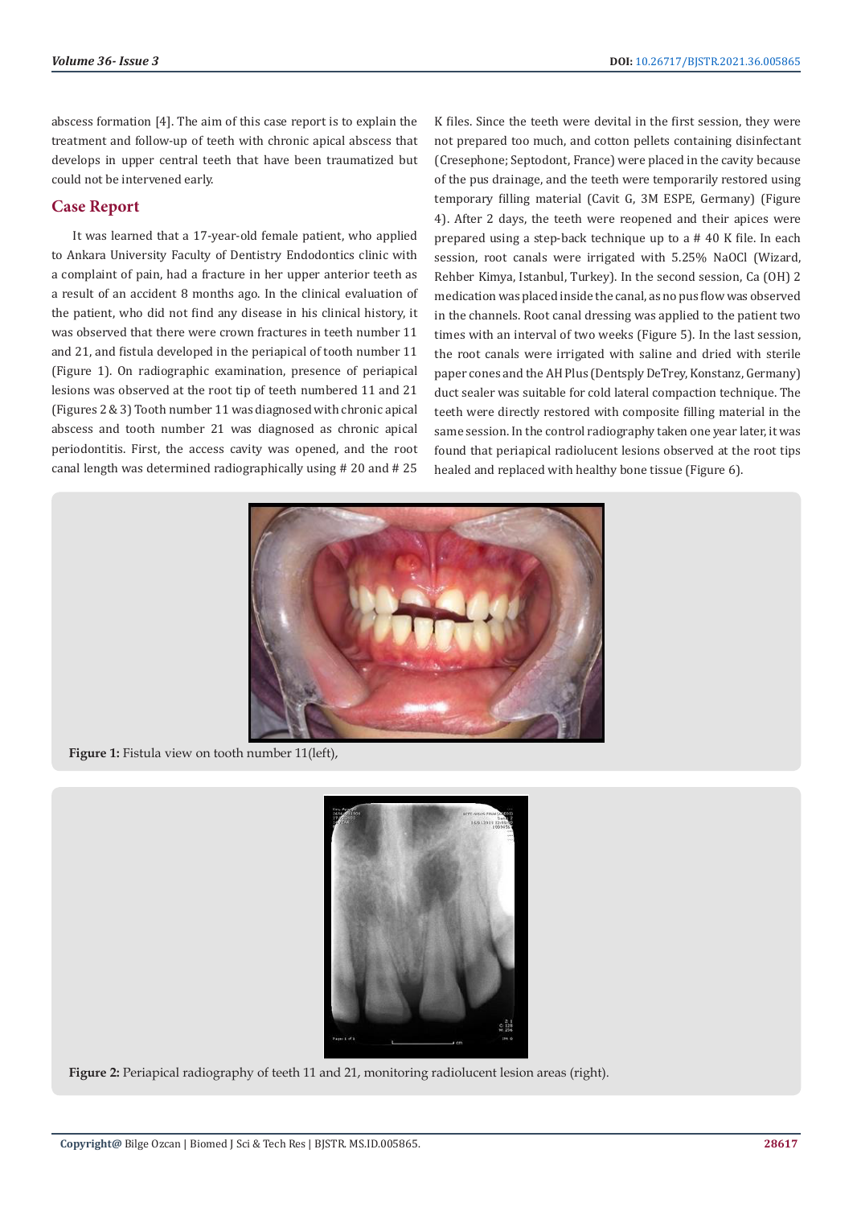abscess formation [4]. The aim of this case report is to explain the treatment and follow-up of teeth with chronic apical abscess that develops in upper central teeth that have been traumatized but could not be intervened early.

## Case Report

It was learned that a 17-year-old female patient, who applied to Ankara University Faculty of Dentistry Endodontics clinic with a complaint of pain, had a fracture in her upper anterior teeth as a result of an accident 8 months ago. In the clinical evaluation of the patient, who did not find any disease in his clinical history, it was observed that there were crown fractures in teeth number 11 and 21, and fistula developed in the periapical of tooth number 11 (Figure 1). On radiographic examination, presence of periapical lesions was observed at the root tip of teeth numbered 11 and 21 (Figures 2 & 3) Tooth number 11 was diagnosed with chronic apical abscess and tooth number 21 was diagnosed as chronic apical periodontitis. First, the access cavity was opened, and the root canal length was determined radiographically using # 20 and # 25 K files. Since the teeth were devital in the first session, they were not prepared too much, and cotton pellets containing disinfectant (Cresephone; Septodont, France) were placed in the cavity because of the pus drainage, and the teeth were temporarily restored using temporary filling material (Cavit G, 3M ESPE, Germany) (Figure 4). After 2 days, the teeth were reopened and their apices were prepared using a step-back technique up to a # 40 K file. In each session, root canals were irrigated with 5.25% NaOCl (Wizard, Rehber Kimya, Istanbul, Turkey). In the second session, Ca (OH) 2 medication was placed inside the canal, as no pus flow was observed in the channels. Root canal dressing was applied to the patient two times with an interval of two weeks (Figure 5). In the last session, the root canals were irrigated with saline and dried with sterile paper cones and the AH Plus (Dentsply DeTrey, Konstanz, Germany) duct sealer was suitable for cold lateral compaction technique. The teeth were directly restored with composite filling material in the same session. In the control radiography taken one year later, it was found that periapical radiolucent lesions observed at the root tips healed and replaced with healthy bone tissue (Figure 6).

**Figure 1:** Fistula view on tooth number 11(left),

**Figure 2:** Periapical radiography of teeth 11 and 21, monitoring radiolucent lesion areas (right).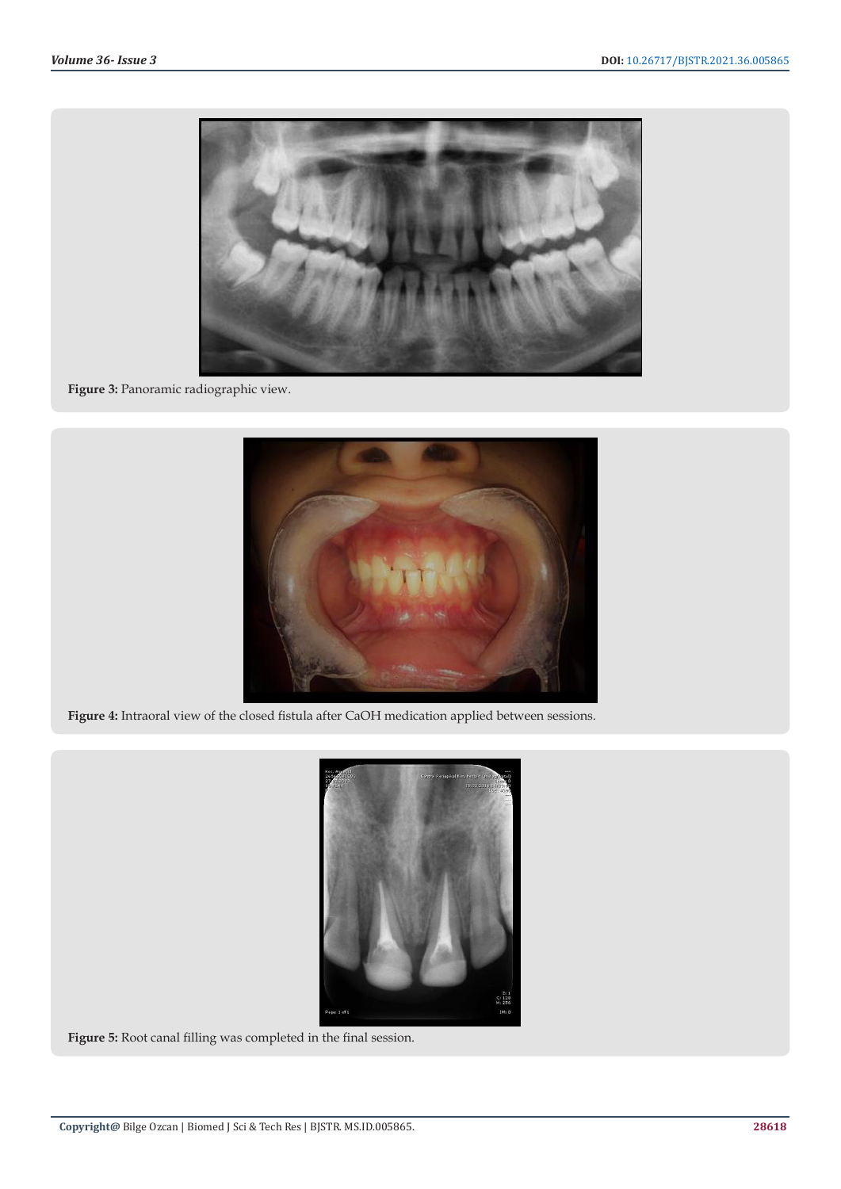Figure 3: Panoramic radiographic view.

Figure 4: Intraoral view of the closed fistula after CaOH medication applied between sessions.

Figure 5: Root canal filling was completed in the final session.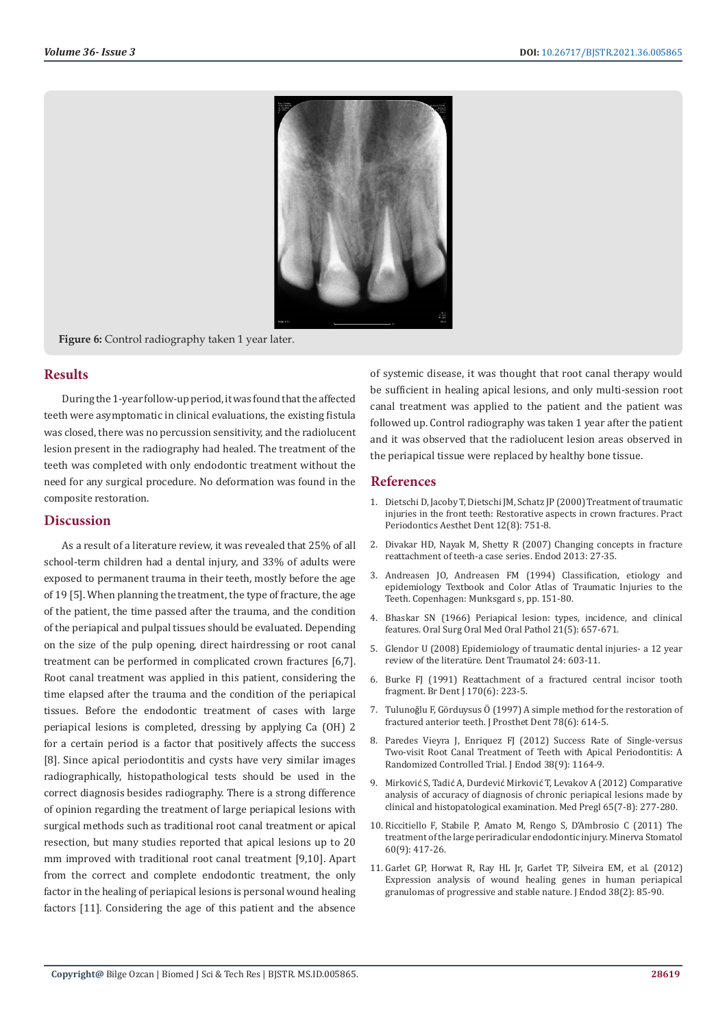Figure 6: Control radiography taken 1 year later.

## Results

During the 1-year follow-up period, it was found that the affected teeth were asymptomatic in clinical evaluations, the existing fistula was closed, there was no percussion sensitivity, and the radiolucent lesion present in the radiography had healed. The treatment of the teeth was completed with only endodontic treatment without the need for any surgical procedure. No deformation was found in the composite restoration.

## Discussion

As a result of a literature review, it was revealed that 25% of all school-term children had a dental injury, and 33% of adults were exposed to permanent trauma in their teeth, mostly before the age of 19 [5]. When planning the treatment, the type of fracture, the age of the patient, the time passed after the trauma, and the condition of the periapical and pulpal tissues should be evaluated. Depending on the size of the pulp opening, direct hairdressing or root canal treatment can be performed in complicated crown fractures [6,7]. Root canal treatment was applied in this patient, considering the time elapsed after the trauma and the condition of the periapical tissues. Before the endodontic treatment of cases with large periapical lesions is completed, dressing by applying Ca (OH) 2 for a certain period is a factor that positively affects the success [8]. Since apical periodontitis and cysts have very similar images radiographically, histopathological tests should be used in the correct diagnosis besides radiography. There is a strong difference of opinion regarding the treatment of large periapical lesions with surgical methods such as traditional root canal treatment or apical resection, but many studies reported that apical lesions up to 20 mm improved with traditional root canal treatment [9,10]. Apart from the correct and complete endodontic treatment, the only factor in the healing of periapical lesions is personal wound healing factors [11]. Considering the age of this patient and the absence of systemic disease, it was thought that root canal therapy would be sufficient in healing apical lesions, and only multi-session root canal treatment was applied to the patient and the patient was followed up. Control radiography was taken 1 year after the patient and it was observed that the radiolucent lesion areas observed in the periapical tissue were replaced by healthy bone tissue.

## References

1. Dietschi D, Jacoby T, Dietschi JM, Schatz JP (2000) Treatment of traumatic injuries in the front teeth: Restorative aspects in crown fractures. Pract Periodontics Aesthet Dent 12(8): 751-8.
2. Divakar HD, Nayak M, Shetty R (2007) Changing concepts in fracture reattachment of teeth-a case series. Endod 2013: 27-35.
3. Andreasen JO, Andreasen FM (1994) Classification, etiology and epidemiology Textbook and Color Atlas of Traumatic Injuries to the Teeth. Copenhagen: Munksgard s, pp. 151-80.
4. Bhaskar SN (1966) Periapical lesion: types, incidence, and clinical features. Oral Surg Oral Med Oral Pathol 21(5): 657-671.
5. Glendor U (2008) Epidemiology of traumatic dental injuries- a 12 year review of the literatüre. Dent Traumatol 24: 603-11.
6. Burke FJ (1991) Reattachment of a fractured central incisor tooth fragment. Br Dent J 170(6): 223-5.
7. Tulunoğlu F, Görduysus Ö (1997) A simple method for the restoration of fractured anterior teeth. J Prosthet Dent 78(6): 614-5.
8. Paredes Vieyra J, Enriquez FJ (2012) Success Rate of Single-versus Two-visit Root Canal Treatment of Teeth with Apical Periodontitis: A Randomized Controlled Trial. J Endod 38(9): 1164-9.
9. Mirković S, Tadić A, Durdević Mirković T, Levakov A (2012) Comparative analysis of accuracy of diagnosis of chronic periapical lesions made by clinical and histopatological examination. Med Pregl 65(7-8): 277-280.
10. Riccitiello F, Stabile P, Amato M, Rengo S, D'Ambrosio C (2011) The treatment of the large periradicular endodontic injury. Minerva Stomatol 60(9): 417-26.
11. Garlet GP, Horwat R, Ray HL Jr, Garlet TP, Silveira EM, et al. (2012) Expression analysis of wound healing genes in human periapical granulomas of progressive and stable nature. J Endod 38(2): 85-90.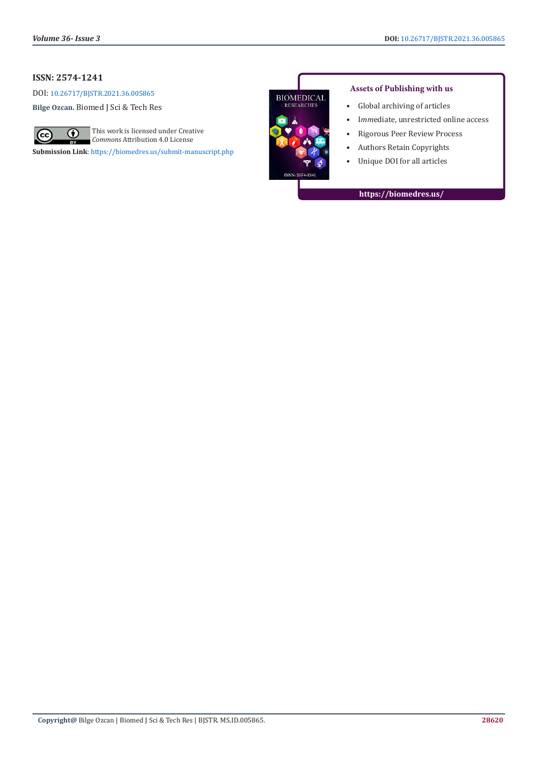**ISSN: 2574-1241**

DOI: 10.26717/BJSTR.2021.36.005865

**Bilge Ozcan**. Biomed J Sci & Tech Res

This work is licensed under Creative *Commons* Attribution 4.0 License

**Submission Link**: https://biomedres.us/submit-manuscript.php

### Assets of Publishing with us

- Global archiving of articles
- Immediate, unrestricted online access
- Rigorous Peer Review Process
- Authors Retain Copyrights
- Unique DOI for all articles

**https://biomedres.us/**